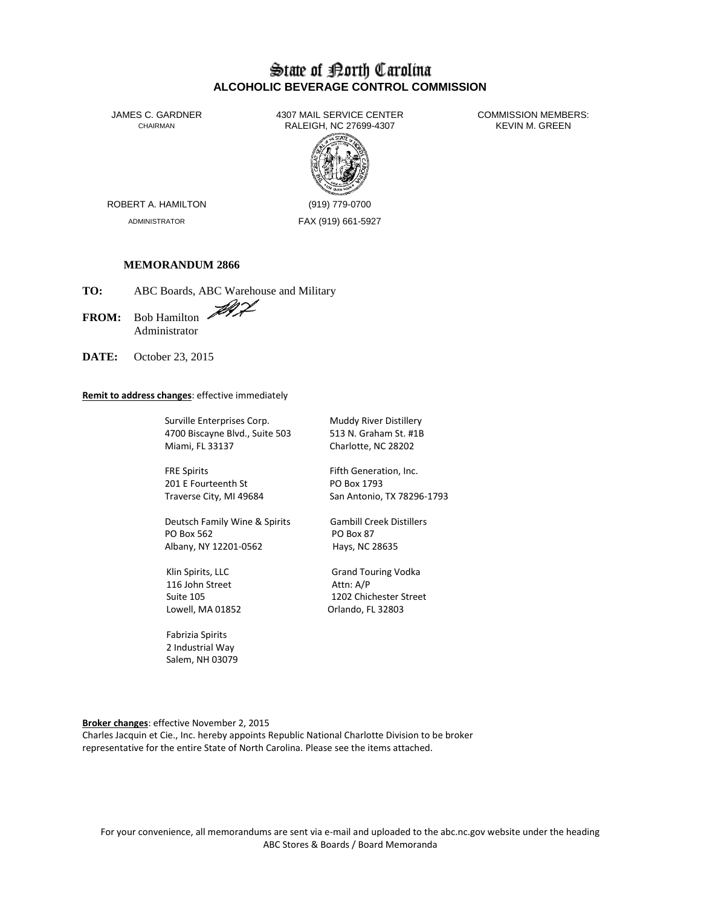# State of North Carolina
## ALCOHOLIC BEVERAGE CONTROL COMMISSION

JAMES C. GARDNER
CHAIRMAN

4307 MAIL SERVICE CENTER
RALEIGH, NC 27699-4307

COMMISSION MEMBERS:
KEVIN M. GREEN

ROBERT A. HAMILTON
ADMINISTRATOR

(919) 779-0700
FAX (919) 661-5927

**MEMORANDUM 2866**

**TO:** ABC Boards, ABC Warehouse and Military

**FROM:** Bob Hamilton
Administrator

**DATE:** October 23, 2015

**Remit to address changes**: effective immediately

Surville Enterprises Corp.
4700 Biscayne Blvd., Suite 503
Miami, FL 33137

Muddy River Distillery
513 N. Graham St. #1B
Charlotte, NC 28202

FRE Spirits
201 E Fourteenth St
Traverse City, MI 49684

Fifth Generation, Inc.
PO Box 1793
San Antonio, TX 78296-1793

Deutsch Family Wine & Spirits
PO Box 562
Albany, NY 12201-0562

Gambill Creek Distillers
PO Box 87
Hays, NC 28635

Klin Spirits, LLC
116 John Street
Suite 105
Lowell, MA 01852

Grand Touring Vodka
Attn: A/P
1202 Chichester Street
Orlando, FL 32803

Fabrizia Spirits
2 Industrial Way
Salem, NH 03079

**Broker changes**: effective November 2, 2015
Charles Jacquin et Cie., Inc. hereby appoints Republic National Charlotte Division to be broker representative for the entire State of North Carolina. Please see the items attached.

For your convenience, all memorandums are sent via e-mail and uploaded to the abc.nc.gov website under the heading ABC Stores & Boards / Board Memoranda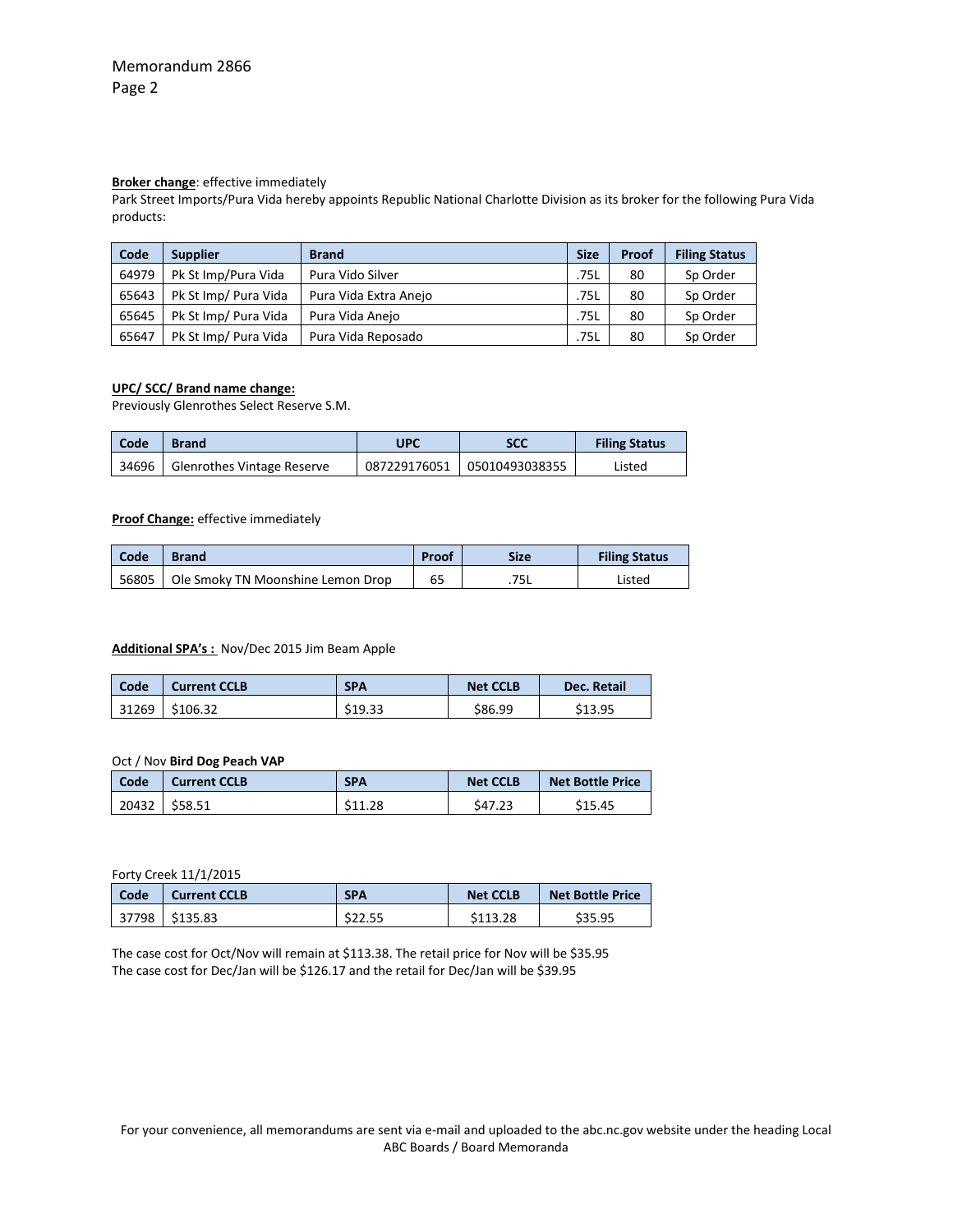**Broker change**: effective immediately
Park Street Imports/Pura Vida hereby appoints Republic National Charlotte Division as its broker for the following Pura Vida products:

| Code | Supplier | Brand | Size | Proof | Filing Status |
|---|---|---|---|---|---|
| 64979 | Pk St Imp/Pura Vida | Pura Vido Silver | .75L | 80 | Sp Order |
| 65643 | Pk St Imp/ Pura Vida | Pura Vida Extra Anejo | .75L | 80 | Sp Order |
| 65645 | Pk St Imp/ Pura Vida | Pura Vida Anejo | .75L | 80 | Sp Order |
| 65647 | Pk St Imp/ Pura Vida | Pura Vida Reposado | .75L | 80 | Sp Order |

**UPC/ SCC/ Brand name change:**
Previously Glenrothes Select Reserve S.M.

| Code | Brand | UPC | SCC | Filing Status |
|---|---|---|---|---|
| 34696 | Glenrothes Vintage Reserve | 087229176051 | 05010493038355 | Listed |

**Proof Change:** effective immediately

| Code | Brand | Proof | Size | Filing Status |
|---|---|---|---|---|
| 56805 | Ole Smoky TN Moonshine Lemon Drop | 65 | .75L | Listed |

**Additional SPA's :** Nov/Dec 2015 Jim Beam Apple

| Code | Current CCLB | SPA | Net CCLB | Dec. Retail |
|---|---|---|---|---|
| 31269 | $106.32 | $19.33 | $86.99 | $13.95 |

Oct / Nov **Bird Dog Peach VAP**

| Code | Current CCLB | SPA | Net CCLB | Net Bottle Price |
|---|---|---|---|---|
| 20432 | $58.51 | $11.28 | $47.23 | $15.45 |

Forty Creek 11/1/2015

| Code | Current CCLB | SPA | Net CCLB | Net Bottle Price |
|---|---|---|---|---|
| 37798 | $135.83 | $22.55 | $113.28 | $35.95 |

The case cost for Oct/Nov will remain at $113.38. The retail price for Nov will be $35.95
The case cost for Dec/Jan will be $126.17 and the retail for Dec/Jan will be $39.95

For your convenience, all memorandums are sent via e-mail and uploaded to the abc.nc.gov website under the heading Local ABC Boards / Board Memoranda